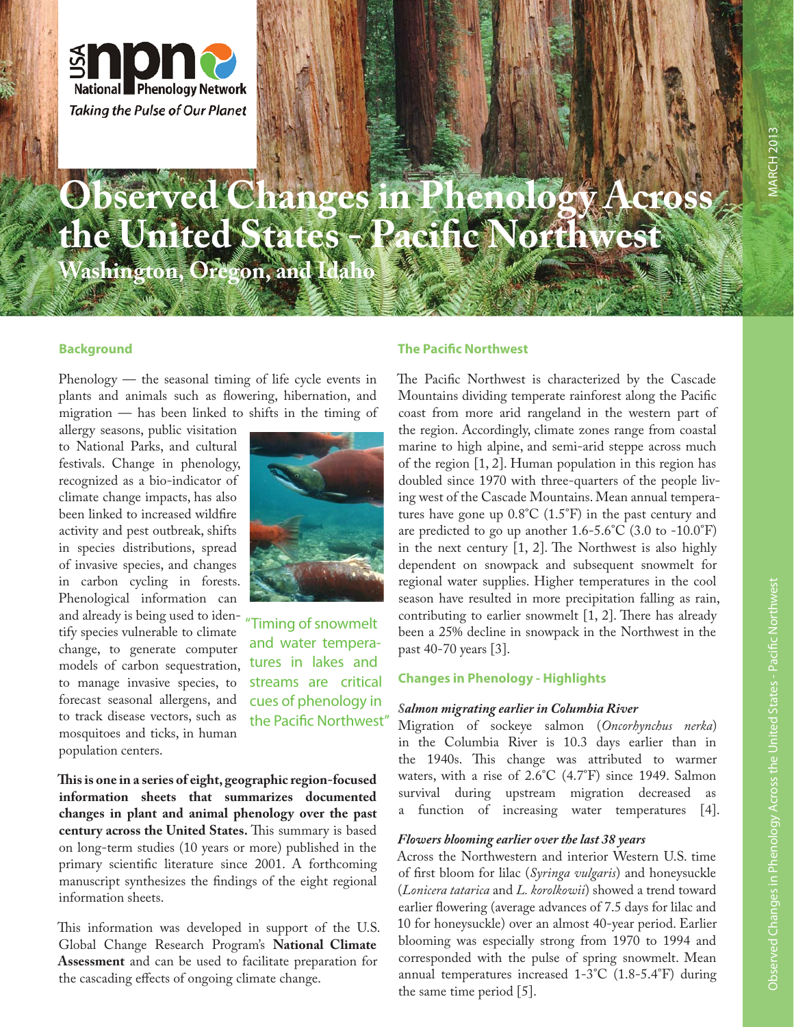USA National Phenology Network

*Taking the Pulse of Our Planet*

# Observed Changes in Phenology Across the United States - Pacific Northwest

## Washington, Oregon, and Idaho

MARCH 2013

### Background

Phenology — the seasonal timing of life cycle events in plants and animals such as flowering, hibernation, and migration — has been linked to shifts in the timing of allergy seasons, public visitation to National Parks, and cultural festivals. Change in phenology, recognized as a bio-indicator of climate change impacts, has also been linked to increased wildfire activity and pest outbreak, shifts in species distributions, spread of invasive species, and changes in carbon cycling in forests. Phenological information can and already is being used to identify species vulnerable to climate change, to generate computer models of carbon sequestration, to manage invasive species, to forecast seasonal allergens, and to track disease vectors, such as mosquitoes and ticks, in human population centers.

"Timing of snowmelt and water temperatures in lakes and streams are critical cues of phenology in the Pacific Northwest"

**This is one in a series of eight, geographic region-focused information sheets that summarizes documented changes in plant and animal phenology over the past century across the United States.** This summary is based on long-term studies (10 years or more) published in the primary scientific literature since 2001. A forthcoming manuscript synthesizes the findings of the eight regional information sheets.

This information was developed in support of the U.S. Global Change Research Program's **National Climate Assessment** and can be used to facilitate preparation for the cascading effects of ongoing climate change.

### The Pacific Northwest

The Pacific Northwest is characterized by the Cascade Mountains dividing temperate rainforest along the Pacific coast from more arid rangeland in the western part of the region. Accordingly, climate zones range from coastal marine to high alpine, and semi-arid steppe across much of the region [1, 2]. Human population in this region has doubled since 1970 with three-quarters of the people living west of the Cascade Mountains. Mean annual temperatures have gone up 0.8˚C (1.5˚F) in the past century and are predicted to go up another 1.6-5.6˚C (3.0 to -10.0˚F) in the next century [1, 2]. The Northwest is also highly dependent on snowpack and subsequent snowmelt for regional water supplies. Higher temperatures in the cool season have resulted in more precipitation falling as rain, contributing to earlier snowmelt [1, 2]. There has already been a 25% decline in snowpack in the Northwest in the past 40-70 years [3].

### Changes in Phenology - Highlights

***Salmon migrating earlier in Columbia River***

Migration of sockeye salmon (*Oncorhynchus nerka*) in the Columbia River is 10.3 days earlier than in the 1940s. This change was attributed to warmer waters, with a rise of 2.6˚C (4.7˚F) since 1949. Salmon survival during upstream migration decreased as a function of increasing water temperatures [4].

***Flowers blooming earlier over the last 38 years***

Across the Northwestern and interior Western U.S. time of first bloom for lilac (*Syringa vulgaris*) and honeysuckle (*Lonicera tatarica* and *L. korolkowii*) showed a trend toward earlier flowering (average advances of 7.5 days for lilac and 10 for honeysuckle) over an almost 40-year period. Earlier blooming was especially strong from 1970 to 1994 and corresponded with the pulse of spring snowmelt. Mean annual temperatures increased 1-3˚C (1.8-5.4˚F) during the same time period [5].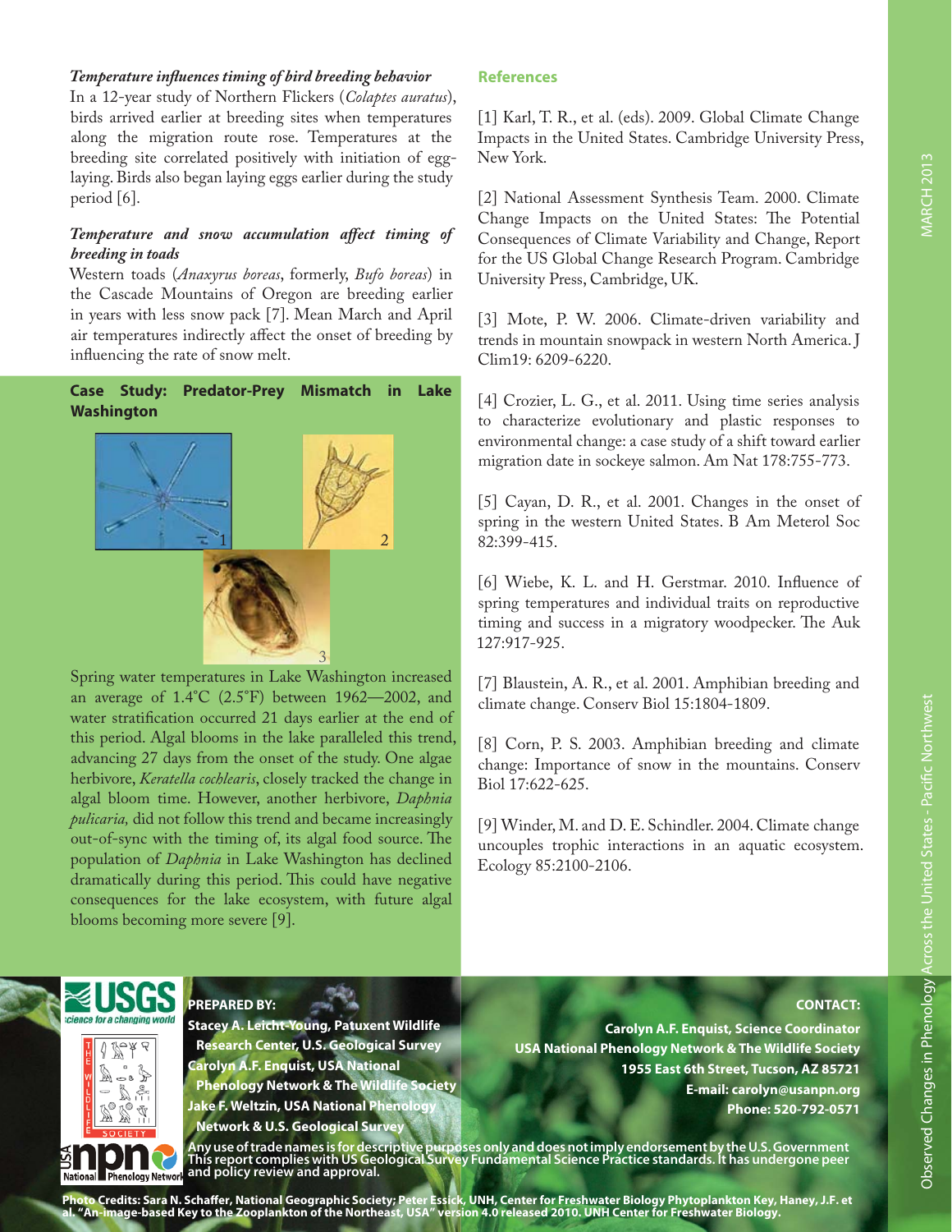***Temperature influences timing of bird breeding behavior***

In a 12-year study of Northern Flickers (*Colaptes auratus*), birds arrived earlier at breeding sites when temperatures along the migration route rose. Temperatures at the breeding site correlated positively with initiation of egg-laying. Birds also began laying eggs earlier during the study period [6].

***Temperature and snow accumulation affect timing of breeding in toads***

Western toads (*Anaxyrus boreas*, formerly, *Bufo boreas*) in the Cascade Mountains of Oregon are breeding earlier in years with less snow pack [7]. Mean March and April air temperatures indirectly affect the onset of breeding by influencing the rate of snow melt.

**Case Study: Predator-Prey Mismatch in Lake Washington**

1

2

3

Spring water temperatures in Lake Washington increased an average of 1.4°C (2.5°F) between 1962—2002, and water stratification occurred 21 days earlier at the end of this period. Algal blooms in the lake paralleled this trend, advancing 27 days from the onset of the study. One algae herbivore, *Keratella cochlearis*, closely tracked the change in algal bloom time. However, another herbivore, *Daphnia pulicaria,* did not follow this trend and became increasingly out-of-sync with the timing of, its algal food source. The population of *Daphnia* in Lake Washington has declined dramatically during this period. This could have negative consequences for the lake ecosystem, with future algal blooms becoming more severe [9].

## References

[1] Karl, T. R., et al. (eds). 2009. Global Climate Change Impacts in the United States. Cambridge University Press, New York.

[2] National Assessment Synthesis Team. 2000. Climate Change Impacts on the United States: The Potential Consequences of Climate Variability and Change, Report for the US Global Change Research Program. Cambridge University Press, Cambridge, UK.

[3] Mote, P. W. 2006. Climate-driven variability and trends in mountain snowpack in western North America. J Clim19: 6209-6220.

[4] Crozier, L. G., et al. 2011. Using time series analysis to characterize evolutionary and plastic responses to environmental change: a case study of a shift toward earlier migration date in sockeye salmon. Am Nat 178:755-773.

[5] Cayan, D. R., et al. 2001. Changes in the onset of spring in the western United States. B Am Meterol Soc 82:399-415.

[6] Wiebe, K. L. and H. Gerstmar. 2010. Influence of spring temperatures and individual traits on reproductive timing and success in a migratory woodpecker. The Auk 127:917-925.

[7] Blaustein, A. R., et al. 2001. Amphibian breeding and climate change. Conserv Biol 15:1804-1809.

[8] Corn, P. S. 2003. Amphibian breeding and climate change: Importance of snow in the mountains. Conserv Biol 17:622-625.

[9] Winder, M. and D. E. Schindler. 2004. Climate change uncouples trophic interactions in an aquatic ecosystem. Ecology 85:2100-2106.

USGS science for a changing world

THE WILDLIFE SOCIETY

USA npn National Phenology Network

**PREPARED BY:**

**Stacey A. Leicht-Young, Patuxent Wildlife Research Center, U.S. Geological Survey**
**Carolyn A.F. Enquist, USA National Phenology Network & The Wildlife Society**
**Jake F. Weltzin, USA National Phenology Network & U.S. Geological Survey**

**CONTACT:**

**Carolyn A.F. Enquist, Science Coordinator**
**USA National Phenology Network & The Wildlife Society**
**1955 East 6th Street, Tucson, AZ 85721**
**E-mail: carolyn@usanpn.org**
**Phone: 520-792-0571**

**Any use of trade names is for descriptive purposes only and does not imply endorsement by the U.S. Government This report complies with US Geological Survey Fundamental Science Practice standards. It has undergone peer and policy review and approval.**

**Photo Credits: Sara N. Schaffer, National Geographic Society; Peter Essick, UNH, Center for Freshwater Biology Phytoplankton Key, Haney, J.F. et al. "An-image-based Key to the Zooplankton of the Northeast, USA" version 4.0 released 2010. UNH Center for Freshwater Biology.**